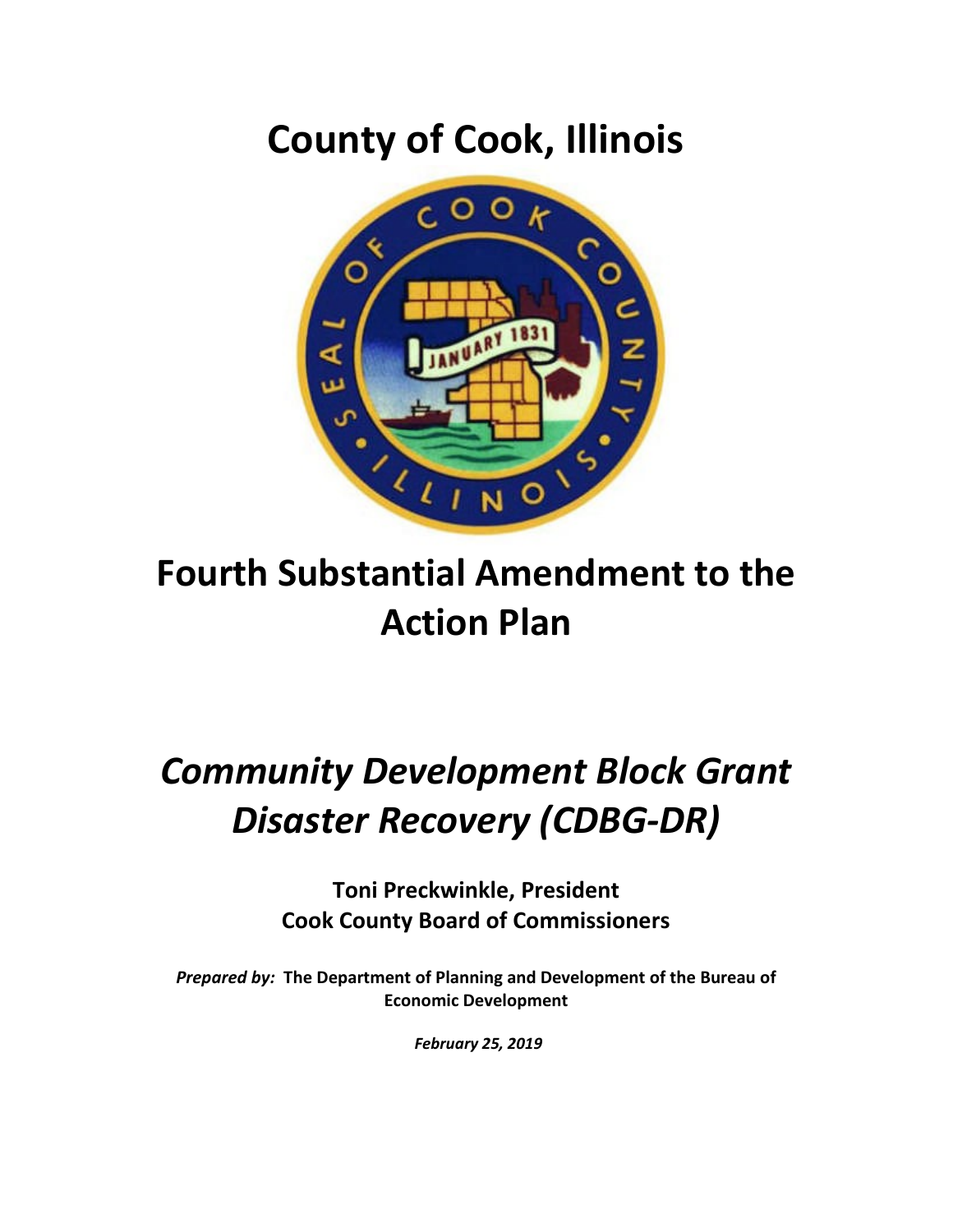# County of Cook, Illinois

# Fourth Substantial Amendment to the Action Plan

# *Community Development Block Grant Disaster Recovery (CDBG-DR)*

**Toni Preckwinkle, President**
**Cook County Board of Commissioners**

***Prepared by:*** **The Department of Planning and Development of the Bureau of Economic Development**

***February 25, 2019***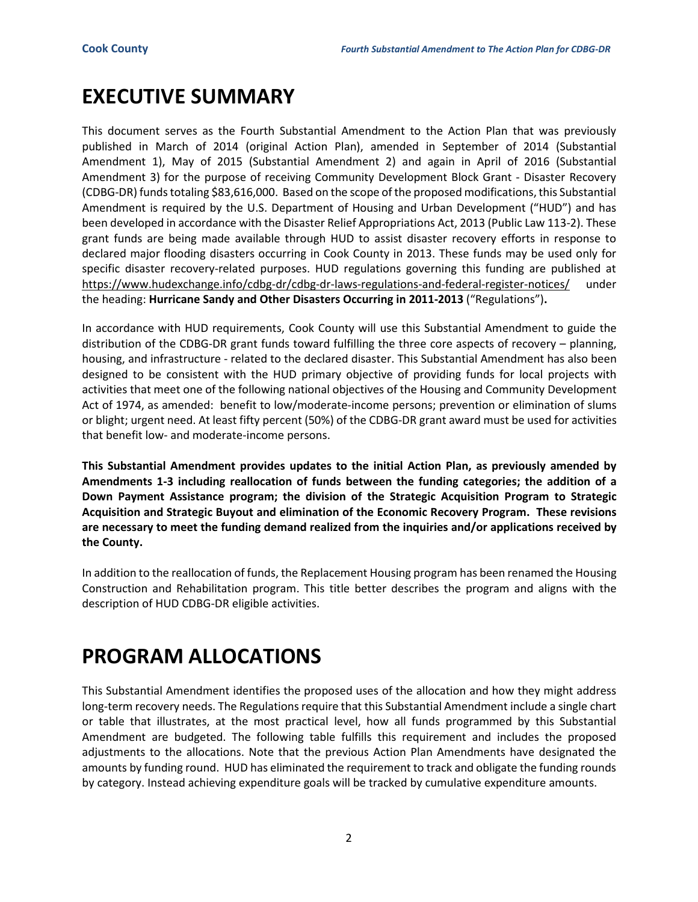# EXECUTIVE SUMMARY

This document serves as the Fourth Substantial Amendment to the Action Plan that was previously published in March of 2014 (original Action Plan), amended in September of 2014 (Substantial Amendment 1), May of 2015 (Substantial Amendment 2) and again in April of 2016 (Substantial Amendment 3) for the purpose of receiving Community Development Block Grant - Disaster Recovery (CDBG-DR) funds totaling $83,616,000. Based on the scope of the proposed modifications, this Substantial Amendment is required by the U.S. Department of Housing and Urban Development ("HUD") and has been developed in accordance with the Disaster Relief Appropriations Act, 2013 (Public Law 113-2). These grant funds are being made available through HUD to assist disaster recovery efforts in response to declared major flooding disasters occurring in Cook County in 2013. These funds may be used only for specific disaster recovery-related purposes. HUD regulations governing this funding are published at https://www.hudexchange.info/cdbg-dr/cdbg-dr-laws-regulations-and-federal-register-notices/ under the heading: **Hurricane Sandy and Other Disasters Occurring in 2011-2013** ("Regulations")**.**

In accordance with HUD requirements, Cook County will use this Substantial Amendment to guide the distribution of the CDBG-DR grant funds toward fulfilling the three core aspects of recovery – planning, housing, and infrastructure - related to the declared disaster. This Substantial Amendment has also been designed to be consistent with the HUD primary objective of providing funds for local projects with activities that meet one of the following national objectives of the Housing and Community Development Act of 1974, as amended: benefit to low/moderate-income persons; prevention or elimination of slums or blight; urgent need. At least fifty percent (50%) of the CDBG-DR grant award must be used for activities that benefit low- and moderate-income persons.

**This Substantial Amendment provides updates to the initial Action Plan, as previously amended by Amendments 1-3 including reallocation of funds between the funding categories; the addition of a Down Payment Assistance program; the division of the Strategic Acquisition Program to Strategic Acquisition and Strategic Buyout and elimination of the Economic Recovery Program. These revisions are necessary to meet the funding demand realized from the inquiries and/or applications received by the County.**

In addition to the reallocation of funds, the Replacement Housing program has been renamed the Housing Construction and Rehabilitation program. This title better describes the program and aligns with the description of HUD CDBG-DR eligible activities.

# PROGRAM ALLOCATIONS

This Substantial Amendment identifies the proposed uses of the allocation and how they might address long-term recovery needs. The Regulations require that this Substantial Amendment include a single chart or table that illustrates, at the most practical level, how all funds programmed by this Substantial Amendment are budgeted. The following table fulfills this requirement and includes the proposed adjustments to the allocations. Note that the previous Action Plan Amendments have designated the amounts by funding round. HUD has eliminated the requirement to track and obligate the funding rounds by category. Instead achieving expenditure goals will be tracked by cumulative expenditure amounts.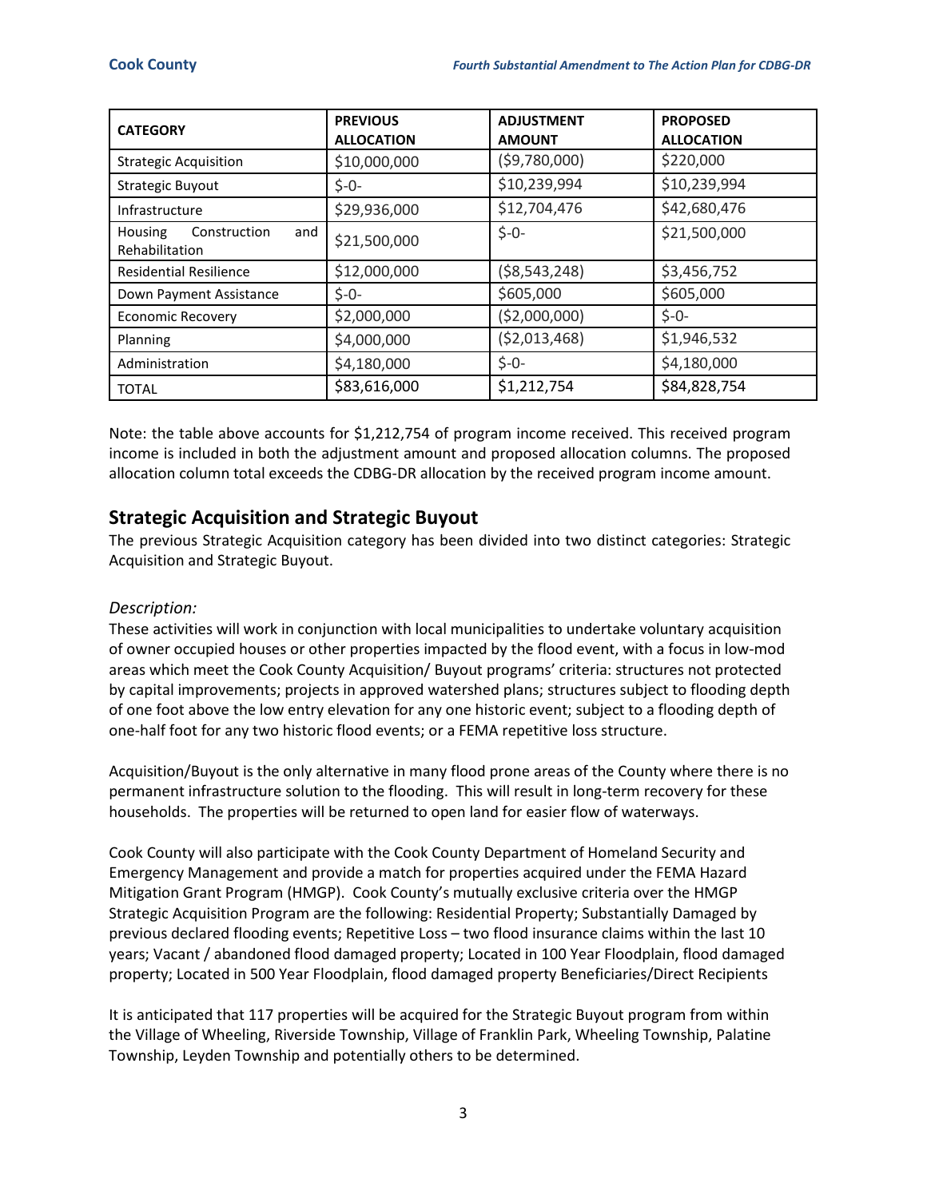| CATEGORY | PREVIOUS ALLOCATION | ADJUSTMENT AMOUNT | PROPOSED ALLOCATION |
|---|---|---|---|
| Strategic Acquisition | $10,000,000 | ($9,780,000) | $220,000 |
| Strategic Buyout | $-0- | $10,239,994 | $10,239,994 |
| Infrastructure | $29,936,000 | $12,704,476 | $42,680,476 |
| Housing Construction and Rehabilitation | $21,500,000 | $-0- | $21,500,000 |
| Residential Resilience | $12,000,000 | ($8,543,248) | $3,456,752 |
| Down Payment Assistance | $-0- | $605,000 | $605,000 |
| Economic Recovery | $2,000,000 | ($2,000,000) | $-0- |
| Planning | $4,000,000 | ($2,013,468) | $1,946,532 |
| Administration | $4,180,000 | $-0- | $4,180,000 |
| TOTAL | $83,616,000 | $1,212,754 | $84,828,754 |

Note: the table above accounts for $1,212,754 of program income received. This received program income is included in both the adjustment amount and proposed allocation columns. The proposed allocation column total exceeds the CDBG-DR allocation by the received program income amount.

## Strategic Acquisition and Strategic Buyout

The previous Strategic Acquisition category has been divided into two distinct categories: Strategic Acquisition and Strategic Buyout.

*Description:*

These activities will work in conjunction with local municipalities to undertake voluntary acquisition of owner occupied houses or other properties impacted by the flood event, with a focus in low-mod areas which meet the Cook County Acquisition/ Buyout programs' criteria: structures not protected by capital improvements; projects in approved watershed plans; structures subject to flooding depth of one foot above the low entry elevation for any one historic event; subject to a flooding depth of one-half foot for any two historic flood events; or a FEMA repetitive loss structure.

Acquisition/Buyout is the only alternative in many flood prone areas of the County where there is no permanent infrastructure solution to the flooding. This will result in long-term recovery for these households. The properties will be returned to open land for easier flow of waterways.

Cook County will also participate with the Cook County Department of Homeland Security and Emergency Management and provide a match for properties acquired under the FEMA Hazard Mitigation Grant Program (HMGP). Cook County's mutually exclusive criteria over the HMGP Strategic Acquisition Program are the following: Residential Property; Substantially Damaged by previous declared flooding events; Repetitive Loss – two flood insurance claims within the last 10 years; Vacant / abandoned flood damaged property; Located in 100 Year Floodplain, flood damaged property; Located in 500 Year Floodplain, flood damaged property Beneficiaries/Direct Recipients

It is anticipated that 117 properties will be acquired for the Strategic Buyout program from within the Village of Wheeling, Riverside Township, Village of Franklin Park, Wheeling Township, Palatine Township, Leyden Township and potentially others to be determined.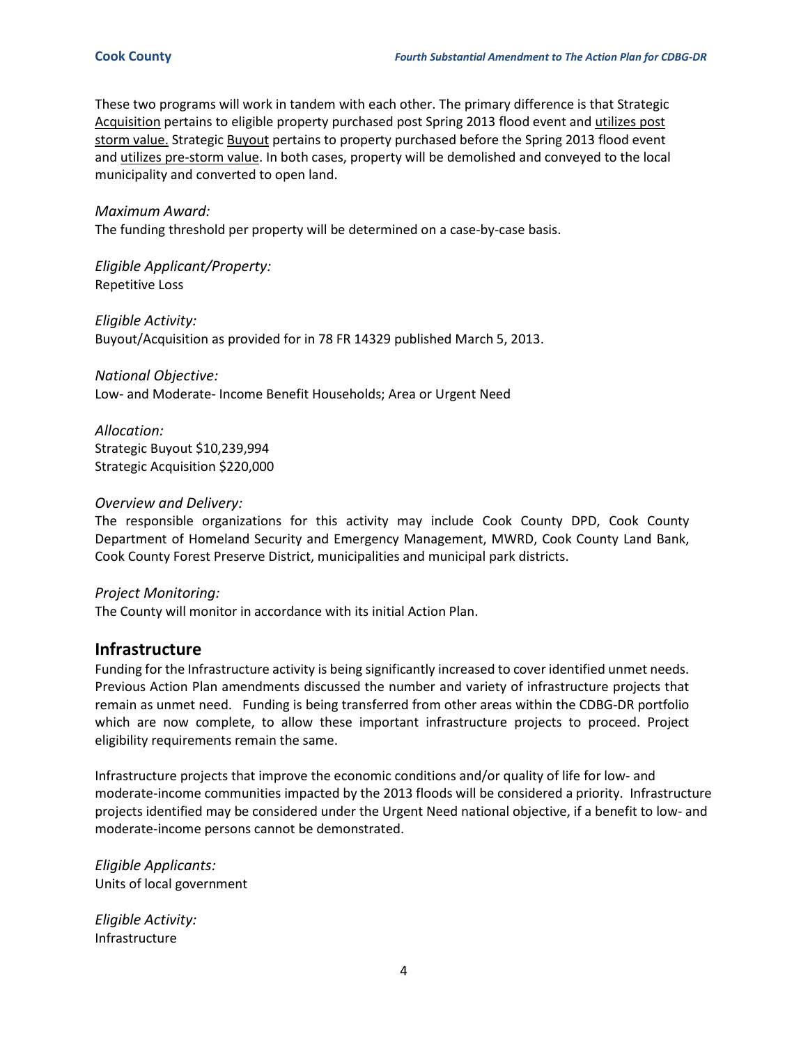These two programs will work in tandem with each other. The primary difference is that Strategic <u>Acquisition</u> pertains to eligible property purchased post Spring 2013 flood event and <u>utilizes post storm value.</u> Strategic <u>Buyout</u> pertains to property purchased before the Spring 2013 flood event and <u>utilizes pre-storm value</u>. In both cases, property will be demolished and conveyed to the local municipality and converted to open land.

*Maximum Award:*
The funding threshold per property will be determined on a case-by-case basis.

*Eligible Applicant/Property:*
Repetitive Loss

*Eligible Activity:*
Buyout/Acquisition as provided for in 78 FR 14329 published March 5, 2013.

*National Objective:*
Low- and Moderate- Income Benefit Households; Area or Urgent Need

*Allocation:*
Strategic Buyout $10,239,994
Strategic Acquisition $220,000

*Overview and Delivery:*
The responsible organizations for this activity may include Cook County DPD, Cook County Department of Homeland Security and Emergency Management, MWRD, Cook County Land Bank, Cook County Forest Preserve District, municipalities and municipal park districts.

*Project Monitoring:*
The County will monitor in accordance with its initial Action Plan.

## Infrastructure

Funding for the Infrastructure activity is being significantly increased to cover identified unmet needs. Previous Action Plan amendments discussed the number and variety of infrastructure projects that remain as unmet need. Funding is being transferred from other areas within the CDBG-DR portfolio which are now complete, to allow these important infrastructure projects to proceed. Project eligibility requirements remain the same.

Infrastructure projects that improve the economic conditions and/or quality of life for low- and moderate-income communities impacted by the 2013 floods will be considered a priority. Infrastructure projects identified may be considered under the Urgent Need national objective, if a benefit to low- and moderate-income persons cannot be demonstrated.

*Eligible Applicants:*
Units of local government

*Eligible Activity:*
Infrastructure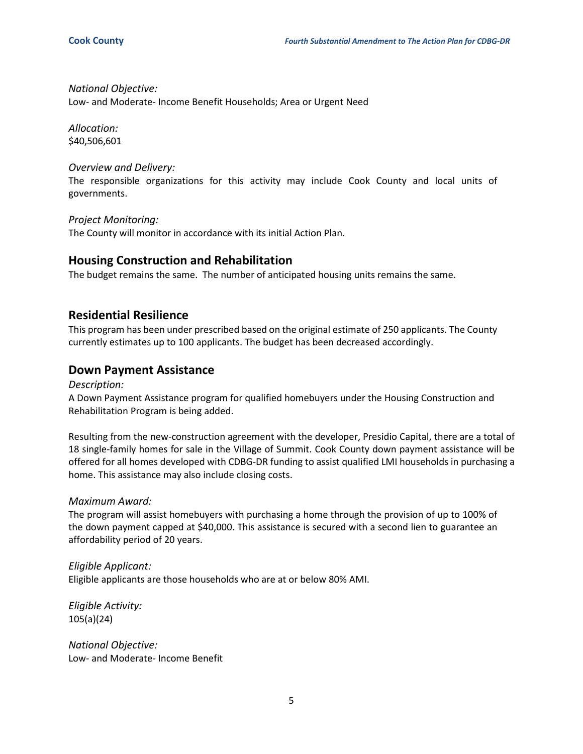*National Objective:*
Low- and Moderate- Income Benefit Households; Area or Urgent Need

*Allocation:*
$40,506,601

*Overview and Delivery:*
The responsible organizations for this activity may include Cook County and local units of governments.

*Project Monitoring:*
The County will monitor in accordance with its initial Action Plan.

## Housing Construction and Rehabilitation

The budget remains the same. The number of anticipated housing units remains the same.

## Residential Resilience

This program has been under prescribed based on the original estimate of 250 applicants. The County currently estimates up to 100 applicants. The budget has been decreased accordingly.

## Down Payment Assistance

*Description:*
A Down Payment Assistance program for qualified homebuyers under the Housing Construction and Rehabilitation Program is being added.

Resulting from the new-construction agreement with the developer, Presidio Capital, there are a total of 18 single-family homes for sale in the Village of Summit. Cook County down payment assistance will be offered for all homes developed with CDBG-DR funding to assist qualified LMI households in purchasing a home. This assistance may also include closing costs.

*Maximum Award:*
The program will assist homebuyers with purchasing a home through the provision of up to 100% of the down payment capped at $40,000. This assistance is secured with a second lien to guarantee an affordability period of 20 years.

*Eligible Applicant:*
Eligible applicants are those households who are at or below 80% AMI.

*Eligible Activity:*
105(a)(24)

*National Objective:*
Low- and Moderate- Income Benefit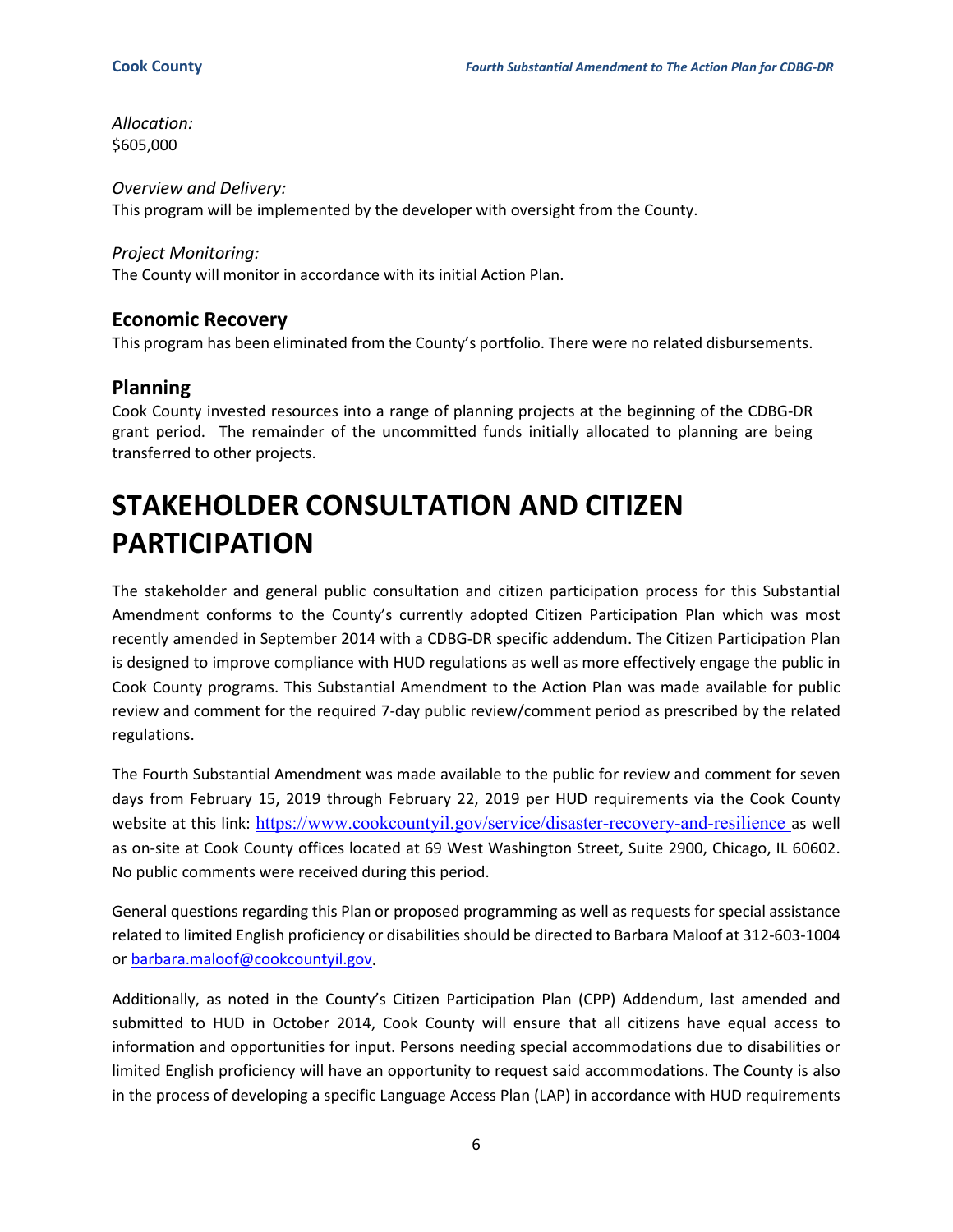*Allocation:*
$605,000

*Overview and Delivery:*
This program will be implemented by the developer with oversight from the County.

*Project Monitoring:*
The County will monitor in accordance with its initial Action Plan.

## Economic Recovery

This program has been eliminated from the County's portfolio. There were no related disbursements.

## Planning

Cook County invested resources into a range of planning projects at the beginning of the CDBG-DR grant period. The remainder of the uncommitted funds initially allocated to planning are being transferred to other projects.

# STAKEHOLDER CONSULTATION AND CITIZEN PARTICIPATION

The stakeholder and general public consultation and citizen participation process for this Substantial Amendment conforms to the County's currently adopted Citizen Participation Plan which was most recently amended in September 2014 with a CDBG-DR specific addendum. The Citizen Participation Plan is designed to improve compliance with HUD regulations as well as more effectively engage the public in Cook County programs. This Substantial Amendment to the Action Plan was made available for public review and comment for the required 7-day public review/comment period as prescribed by the related regulations.

The Fourth Substantial Amendment was made available to the public for review and comment for seven days from February 15, 2019 through February 22, 2019 per HUD requirements via the Cook County website at this link: https://www.cookcountyil.gov/service/disaster-recovery-and-resilience as well as on-site at Cook County offices located at 69 West Washington Street, Suite 2900, Chicago, IL 60602. No public comments were received during this period.

General questions regarding this Plan or proposed programming as well as requests for special assistance related to limited English proficiency or disabilities should be directed to Barbara Maloof at 312-603-1004 or barbara.maloof@cookcountyil.gov.

Additionally, as noted in the County's Citizen Participation Plan (CPP) Addendum, last amended and submitted to HUD in October 2014, Cook County will ensure that all citizens have equal access to information and opportunities for input. Persons needing special accommodations due to disabilities or limited English proficiency will have an opportunity to request said accommodations. The County is also in the process of developing a specific Language Access Plan (LAP) in accordance with HUD requirements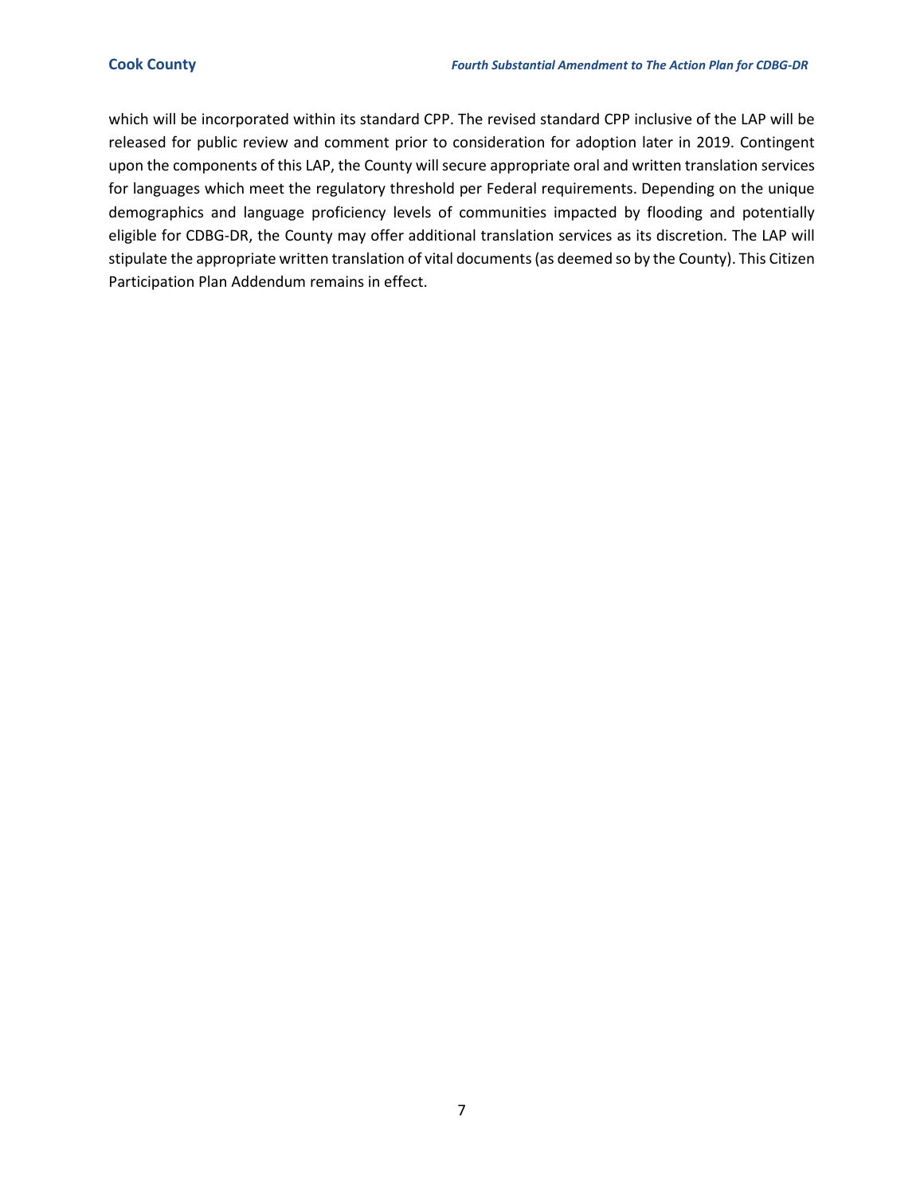which will be incorporated within its standard CPP. The revised standard CPP inclusive of the LAP will be released for public review and comment prior to consideration for adoption later in 2019. Contingent upon the components of this LAP, the County will secure appropriate oral and written translation services for languages which meet the regulatory threshold per Federal requirements. Depending on the unique demographics and language proficiency levels of communities impacted by flooding and potentially eligible for CDBG-DR, the County may offer additional translation services as its discretion. The LAP will stipulate the appropriate written translation of vital documents (as deemed so by the County). This Citizen Participation Plan Addendum remains in effect.